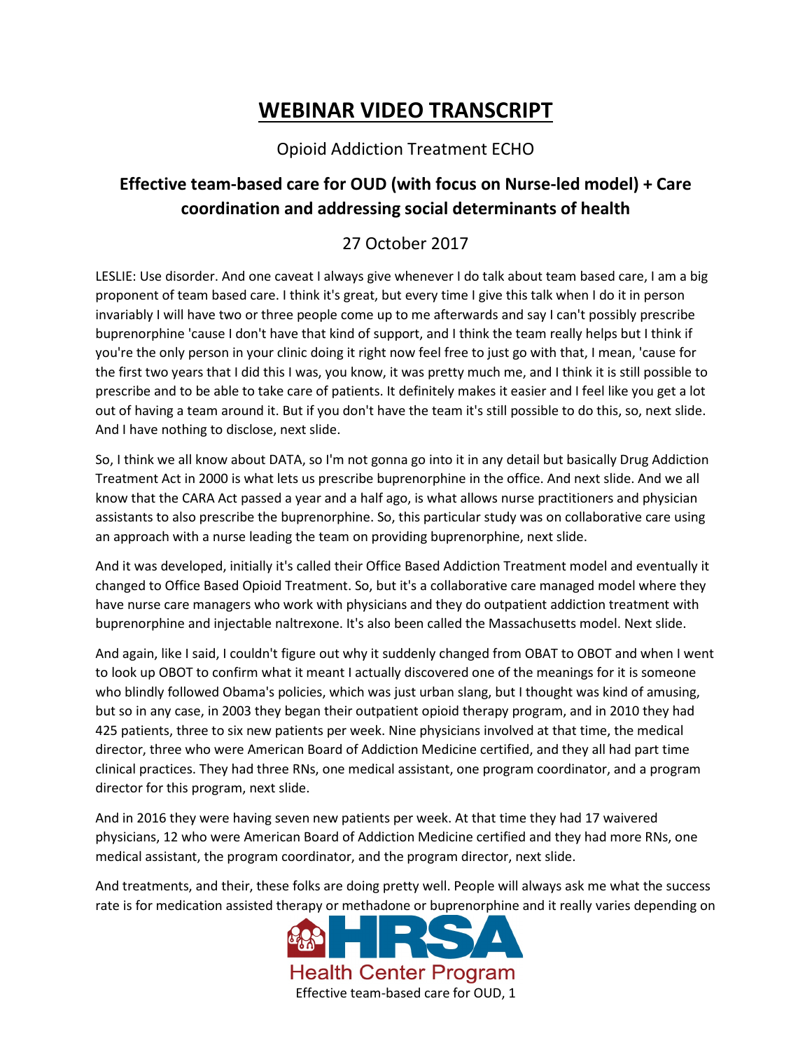# WEBINAR VIDEO TRANSCRIPT

Opioid Addiction Treatment ECHO

## Effective team-based care for OUD (with focus on Nurse-led model) + Care coordination and addressing social determinants of health

27 October 2017

LESLIE: Use disorder. And one caveat I always give whenever I do talk about team based care, I am a big proponent of team based care. I think it's great, but every time I give this talk when I do it in person invariably I will have two or three people come up to me afterwards and say I can't possibly prescribe buprenorphine 'cause I don't have that kind of support, and I think the team really helps but I think if you're the only person in your clinic doing it right now feel free to just go with that, I mean, 'cause for the first two years that I did this I was, you know, it was pretty much me, and I think it is still possible to prescribe and to be able to take care of patients. It definitely makes it easier and I feel like you get a lot out of having a team around it. But if you don't have the team it's still possible to do this, so, next slide. And I have nothing to disclose, next slide.

So, I think we all know about DATA, so I'm not gonna go into it in any detail but basically Drug Addiction Treatment Act in 2000 is what lets us prescribe buprenorphine in the office. And next slide. And we all know that the CARA Act passed a year and a half ago, is what allows nurse practitioners and physician assistants to also prescribe the buprenorphine. So, this particular study was on collaborative care using an approach with a nurse leading the team on providing buprenorphine, next slide.

And it was developed, initially it's called their Office Based Addiction Treatment model and eventually it changed to Office Based Opioid Treatment. So, but it's a collaborative care managed model where they have nurse care managers who work with physicians and they do outpatient addiction treatment with buprenorphine and injectable naltrexone. It's also been called the Massachusetts model. Next slide.

And again, like I said, I couldn't figure out why it suddenly changed from OBAT to OBOT and when I went to look up OBOT to confirm what it meant I actually discovered one of the meanings for it is someone who blindly followed Obama's policies, which was just urban slang, but I thought was kind of amusing, but so in any case, in 2003 they began their outpatient opioid therapy program, and in 2010 they had 425 patients, three to six new patients per week. Nine physicians involved at that time, the medical director, three who were American Board of Addiction Medicine certified, and they all had part time clinical practices. They had three RNs, one medical assistant, one program coordinator, and a program director for this program, next slide.

And in 2016 they were having seven new patients per week. At that time they had 17 waivered physicians, 12 who were American Board of Addiction Medicine certified and they had more RNs, one medical assistant, the program coordinator, and the program director, next slide.

And treatments, and their, these folks are doing pretty well. People will always ask me what the success rate is for medication assisted therapy or methadone or buprenorphine and it really varies depending on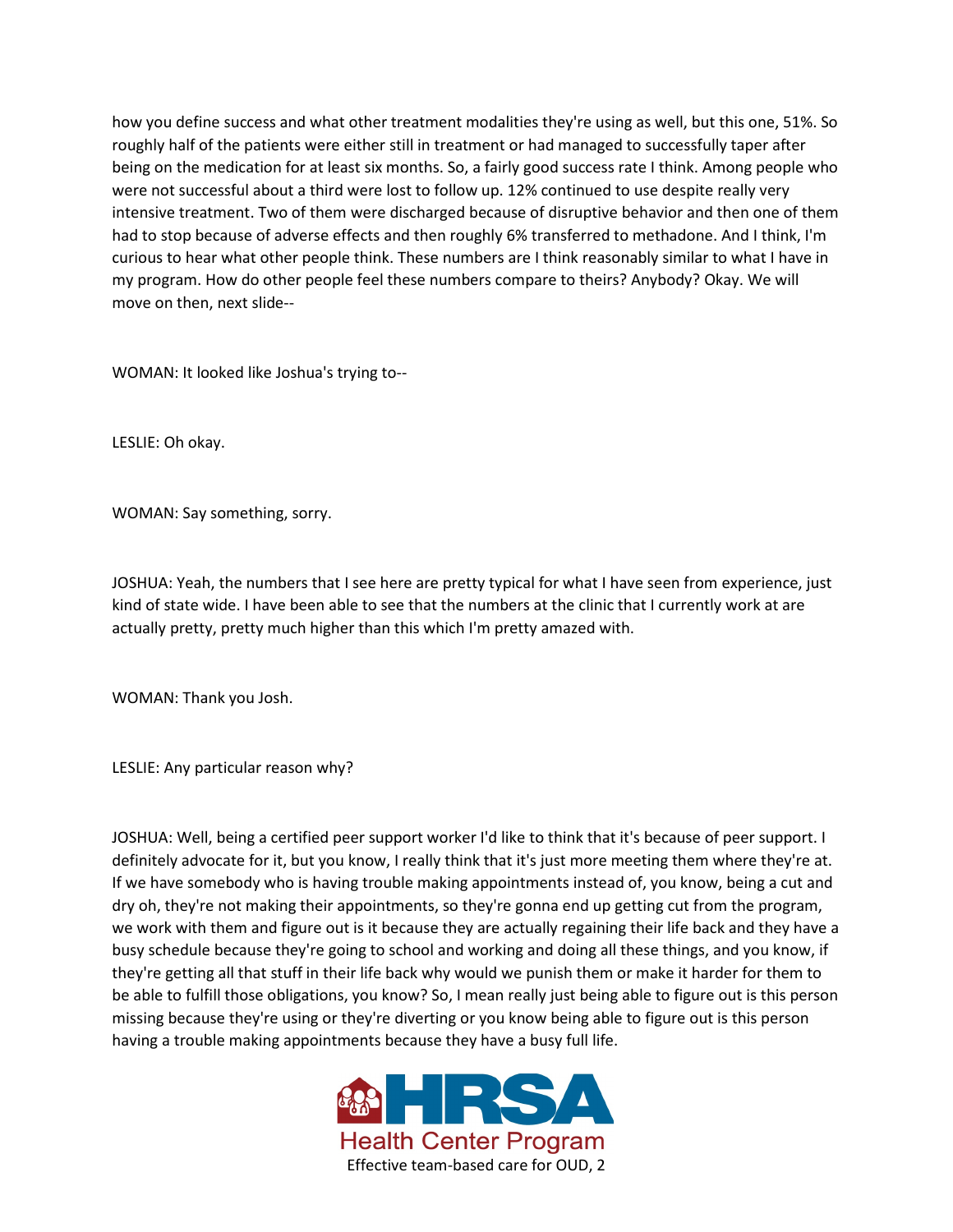how you define success and what other treatment modalities they're using as well, but this one, 51%. So roughly half of the patients were either still in treatment or had managed to successfully taper after being on the medication for at least six months. So, a fairly good success rate I think. Among people who were not successful about a third were lost to follow up. 12% continued to use despite really very intensive treatment. Two of them were discharged because of disruptive behavior and then one of them had to stop because of adverse effects and then roughly 6% transferred to methadone. And I think, I'm curious to hear what other people think. These numbers are I think reasonably similar to what I have in my program. How do other people feel these numbers compare to theirs? Anybody? Okay. We will move on then, next slide--

WOMAN: It looked like Joshua's trying to--

LESLIE: Oh okay.

WOMAN: Say something, sorry.

JOSHUA: Yeah, the numbers that I see here are pretty typical for what I have seen from experience, just kind of state wide. I have been able to see that the numbers at the clinic that I currently work at are actually pretty, pretty much higher than this which I'm pretty amazed with.

WOMAN: Thank you Josh.

LESLIE: Any particular reason why?

JOSHUA: Well, being a certified peer support worker I'd like to think that it's because of peer support. I definitely advocate for it, but you know, I really think that it's just more meeting them where they're at. If we have somebody who is having trouble making appointments instead of, you know, being a cut and dry oh, they're not making their appointments, so they're gonna end up getting cut from the program, we work with them and figure out is it because they are actually regaining their life back and they have a busy schedule because they're going to school and working and doing all these things, and you know, if they're getting all that stuff in their life back why would we punish them or make it harder for them to be able to fulfill those obligations, you know? So, I mean really just being able to figure out is this person missing because they're using or they're diverting or you know being able to figure out is this person having a trouble making appointments because they have a busy full life.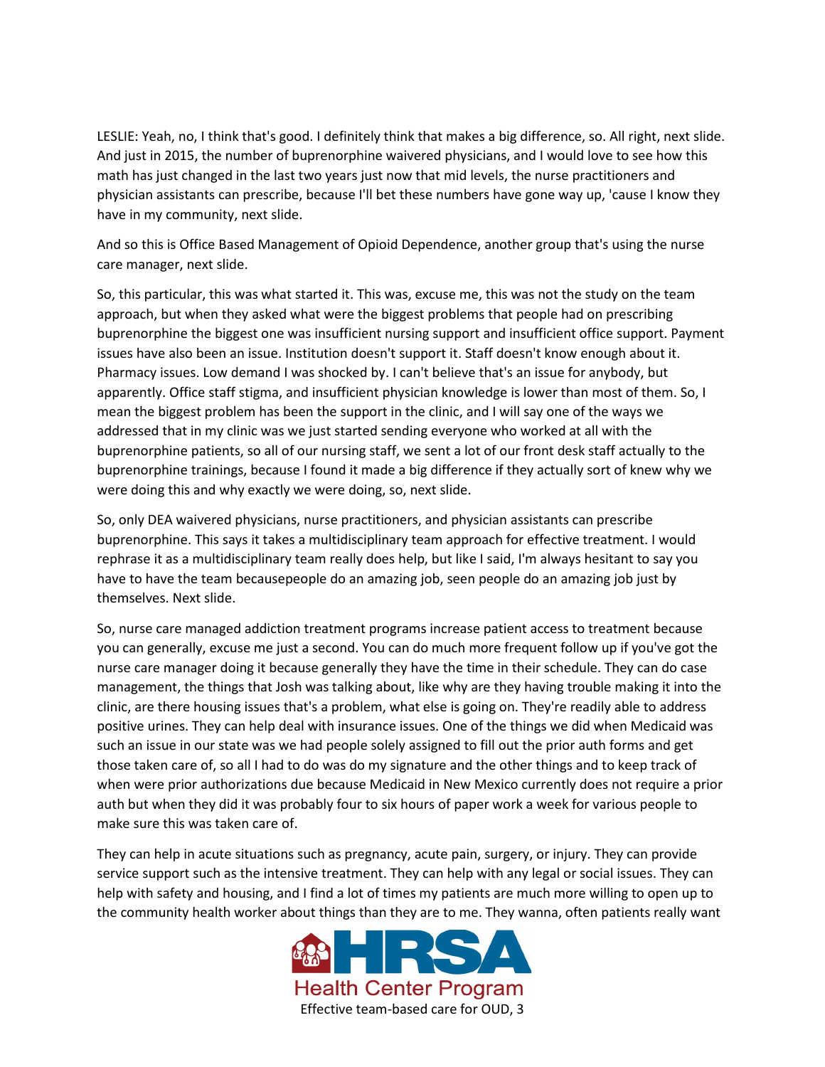LESLIE: Yeah, no, I think that's good. I definitely think that makes a big difference, so. All right, next slide. And just in 2015, the number of buprenorphine waivered physicians, and I would love to see how this math has just changed in the last two years just now that mid levels, the nurse practitioners and physician assistants can prescribe, because I'll bet these numbers have gone way up, 'cause I know they have in my community, next slide.

And so this is Office Based Management of Opioid Dependence, another group that's using the nurse care manager, next slide.

So, this particular, this was what started it. This was, excuse me, this was not the study on the team approach, but when they asked what were the biggest problems that people had on prescribing buprenorphine the biggest one was insufficient nursing support and insufficient office support. Payment issues have also been an issue. Institution doesn't support it. Staff doesn't know enough about it. Pharmacy issues. Low demand I was shocked by. I can't believe that's an issue for anybody, but apparently. Office staff stigma, and insufficient physician knowledge is lower than most of them. So, I mean the biggest problem has been the support in the clinic, and I will say one of the ways we addressed that in my clinic was we just started sending everyone who worked at all with the buprenorphine patients, so all of our nursing staff, we sent a lot of our front desk staff actually to the buprenorphine trainings, because I found it made a big difference if they actually sort of knew why we were doing this and why exactly we were doing, so, next slide.

So, only DEA waivered physicians, nurse practitioners, and physician assistants can prescribe buprenorphine. This says it takes a multidisciplinary team approach for effective treatment. I would rephrase it as a multidisciplinary team really does help, but like I said, I'm always hesitant to say you have to have the team becausepeople do an amazing job, seen people do an amazing job just by themselves. Next slide.

So, nurse care managed addiction treatment programs increase patient access to treatment because you can generally, excuse me just a second. You can do much more frequent follow up if you've got the nurse care manager doing it because generally they have the time in their schedule. They can do case management, the things that Josh was talking about, like why are they having trouble making it into the clinic, are there housing issues that's a problem, what else is going on. They're readily able to address positive urines. They can help deal with insurance issues. One of the things we did when Medicaid was such an issue in our state was we had people solely assigned to fill out the prior auth forms and get those taken care of, so all I had to do was do my signature and the other things and to keep track of when were prior authorizations due because Medicaid in New Mexico currently does not require a prior auth but when they did it was probably four to six hours of paper work a week for various people to make sure this was taken care of.

They can help in acute situations such as pregnancy, acute pain, surgery, or injury. They can provide service support such as the intensive treatment. They can help with any legal or social issues. They can help with safety and housing, and I find a lot of times my patients are much more willing to open up to the community health worker about things than they are to me. They wanna, often patients really want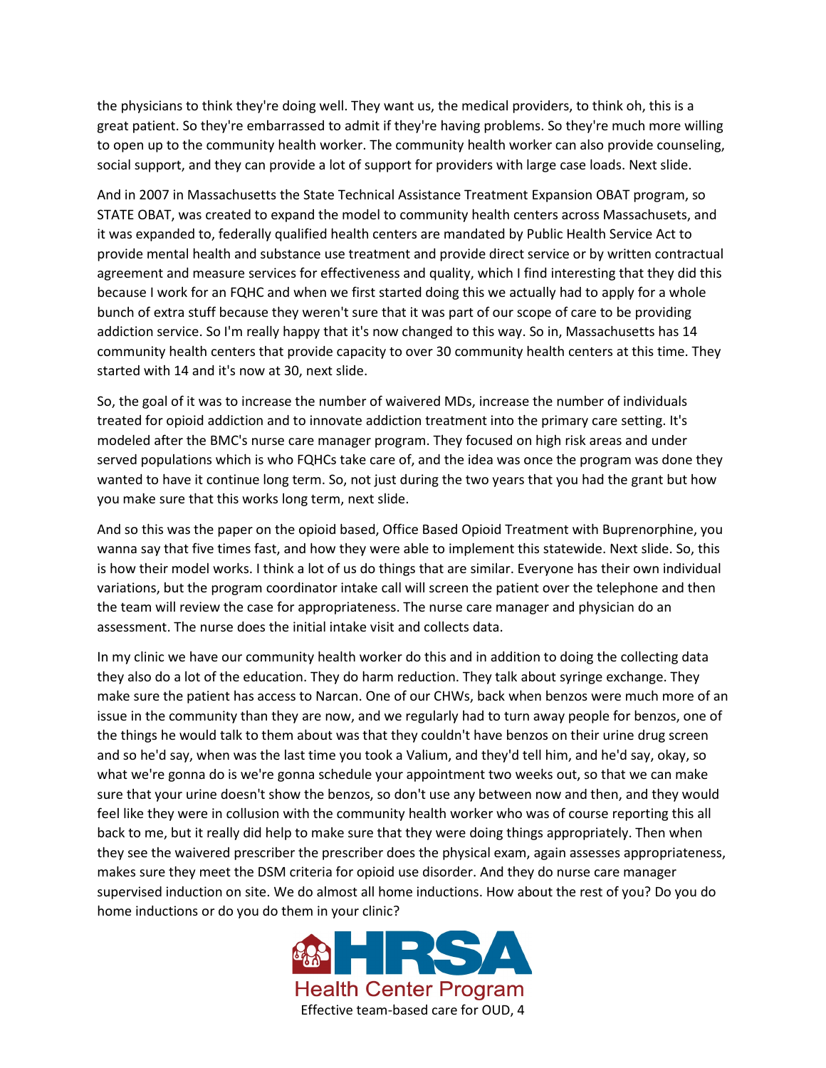the physicians to think they're doing well. They want us, the medical providers, to think oh, this is a great patient. So they're embarrassed to admit if they're having problems. So they're much more willing to open up to the community health worker. The community health worker can also provide counseling, social support, and they can provide a lot of support for providers with large case loads. Next slide.

And in 2007 in Massachusetts the State Technical Assistance Treatment Expansion OBAT program, so STATE OBAT, was created to expand the model to community health centers across Massachusets, and it was expanded to, federally qualified health centers are mandated by Public Health Service Act to provide mental health and substance use treatment and provide direct service or by written contractual agreement and measure services for effectiveness and quality, which I find interesting that they did this because I work for an FQHC and when we first started doing this we actually had to apply for a whole bunch of extra stuff because they weren't sure that it was part of our scope of care to be providing addiction service. So I'm really happy that it's now changed to this way. So in, Massachusetts has 14 community health centers that provide capacity to over 30 community health centers at this time. They started with 14 and it's now at 30, next slide.

So, the goal of it was to increase the number of waivered MDs, increase the number of individuals treated for opioid addiction and to innovate addiction treatment into the primary care setting. It's modeled after the BMC's nurse care manager program. They focused on high risk areas and under served populations which is who FQHCs take care of, and the idea was once the program was done they wanted to have it continue long term. So, not just during the two years that you had the grant but how you make sure that this works long term, next slide.

And so this was the paper on the opioid based, Office Based Opioid Treatment with Buprenorphine, you wanna say that five times fast, and how they were able to implement this statewide. Next slide. So, this is how their model works. I think a lot of us do things that are similar. Everyone has their own individual variations, but the program coordinator intake call will screen the patient over the telephone and then the team will review the case for appropriateness. The nurse care manager and physician do an assessment. The nurse does the initial intake visit and collects data.

In my clinic we have our community health worker do this and in addition to doing the collecting data they also do a lot of the education. They do harm reduction. They talk about syringe exchange. They make sure the patient has access to Narcan. One of our CHWs, back when benzos were much more of an issue in the community than they are now, and we regularly had to turn away people for benzos, one of the things he would talk to them about was that they couldn't have benzos on their urine drug screen and so he'd say, when was the last time you took a Valium, and they'd tell him, and he'd say, okay, so what we're gonna do is we're gonna schedule your appointment two weeks out, so that we can make sure that your urine doesn't show the benzos, so don't use any between now and then, and they would feel like they were in collusion with the community health worker who was of course reporting this all back to me, but it really did help to make sure that they were doing things appropriately. Then when they see the waivered prescriber the prescriber does the physical exam, again assesses appropriateness, makes sure they meet the DSM criteria for opioid use disorder. And they do nurse care manager supervised induction on site. We do almost all home inductions. How about the rest of you? Do you do home inductions or do you do them in your clinic?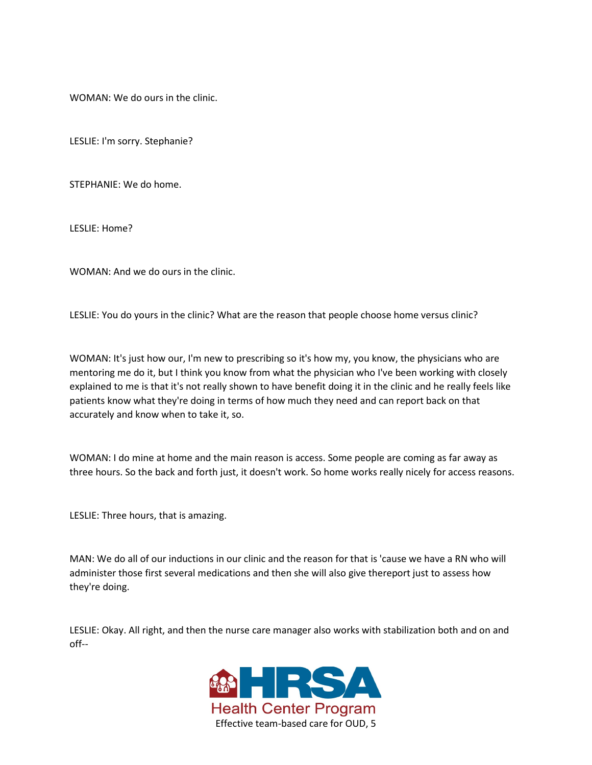WOMAN: We do ours in the clinic.

LESLIE: I'm sorry. Stephanie?

STEPHANIE: We do home.

LESLIE: Home?

WOMAN: And we do ours in the clinic.

LESLIE: You do yours in the clinic? What are the reason that people choose home versus clinic?

WOMAN: It's just how our, I'm new to prescribing so it's how my, you know, the physicians who are mentoring me do it, but I think you know from what the physician who I've been working with closely explained to me is that it's not really shown to have benefit doing it in the clinic and he really feels like patients know what they're doing in terms of how much they need and can report back on that accurately and know when to take it, so.

WOMAN: I do mine at home and the main reason is access. Some people are coming as far away as three hours. So the back and forth just, it doesn't work. So home works really nicely for access reasons.

LESLIE: Three hours, that is amazing.

MAN: We do all of our inductions in our clinic and the reason for that is 'cause we have a RN who will administer those first several medications and then she will also give thereport just to assess how they're doing.

LESLIE: Okay. All right, and then the nurse care manager also works with stabilization both and on and off--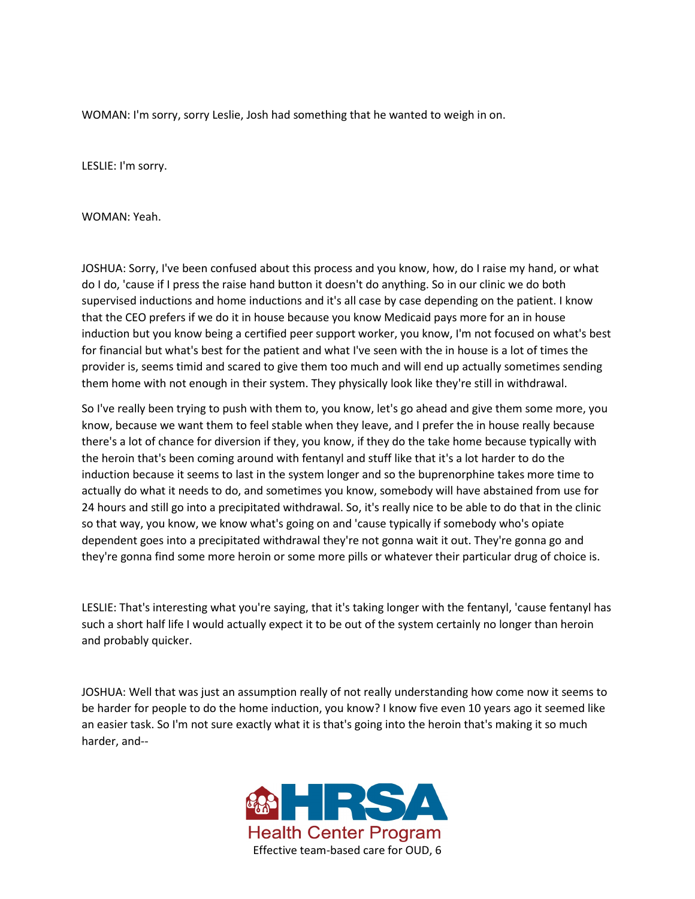WOMAN: I'm sorry, sorry Leslie, Josh had something that he wanted to weigh in on.

LESLIE: I'm sorry.

WOMAN: Yeah.

JOSHUA: Sorry, I've been confused about this process and you know, how, do I raise my hand, or what do I do, 'cause if I press the raise hand button it doesn't do anything. So in our clinic we do both supervised inductions and home inductions and it's all case by case depending on the patient. I know that the CEO prefers if we do it in house because you know Medicaid pays more for an in house induction but you know being a certified peer support worker, you know, I'm not focused on what's best for financial but what's best for the patient and what I've seen with the in house is a lot of times the provider is, seems timid and scared to give them too much and will end up actually sometimes sending them home with not enough in their system. They physically look like they're still in withdrawal.

So I've really been trying to push with them to, you know, let's go ahead and give them some more, you know, because we want them to feel stable when they leave, and I prefer the in house really because there's a lot of chance for diversion if they, you know, if they do the take home because typically with the heroin that's been coming around with fentanyl and stuff like that it's a lot harder to do the induction because it seems to last in the system longer and so the buprenorphine takes more time to actually do what it needs to do, and sometimes you know, somebody will have abstained from use for 24 hours and still go into a precipitated withdrawal. So, it's really nice to be able to do that in the clinic so that way, you know, we know what's going on and 'cause typically if somebody who's opiate dependent goes into a precipitated withdrawal they're not gonna wait it out. They're gonna go and they're gonna find some more heroin or some more pills or whatever their particular drug of choice is.

LESLIE: That's interesting what you're saying, that it's taking longer with the fentanyl, 'cause fentanyl has such a short half life I would actually expect it to be out of the system certainly no longer than heroin and probably quicker.

JOSHUA: Well that was just an assumption really of not really understanding how come now it seems to be harder for people to do the home induction, you know? I know five even 10 years ago it seemed like an easier task. So I'm not sure exactly what it is that's going into the heroin that's making it so much harder, and--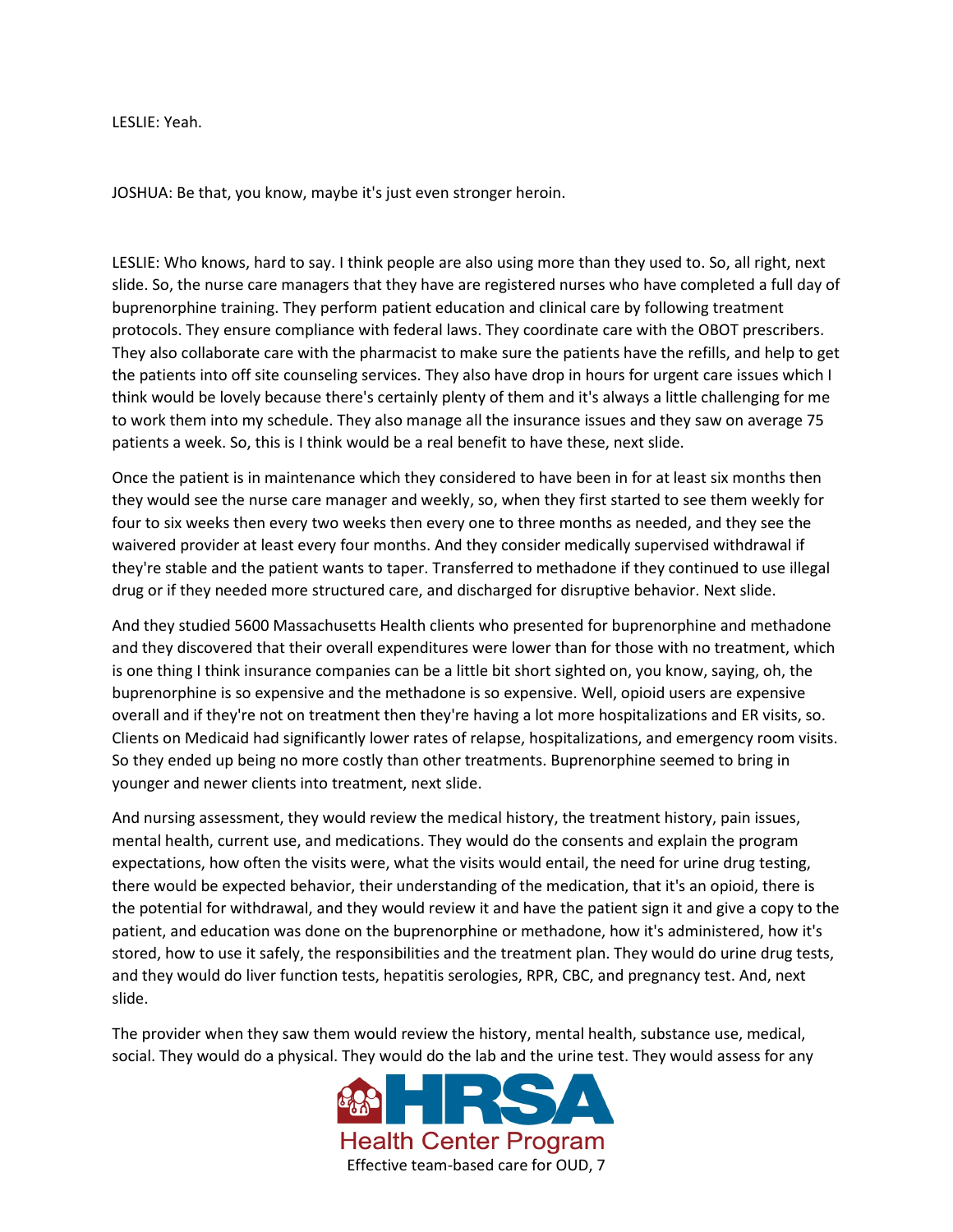LESLIE: Yeah.

JOSHUA: Be that, you know, maybe it's just even stronger heroin.

LESLIE: Who knows, hard to say. I think people are also using more than they used to. So, all right, next slide. So, the nurse care managers that they have are registered nurses who have completed a full day of buprenorphine training. They perform patient education and clinical care by following treatment protocols. They ensure compliance with federal laws. They coordinate care with the OBOT prescribers. They also collaborate care with the pharmacist to make sure the patients have the refills, and help to get the patients into off site counseling services. They also have drop in hours for urgent care issues which I think would be lovely because there's certainly plenty of them and it's always a little challenging for me to work them into my schedule. They also manage all the insurance issues and they saw on average 75 patients a week. So, this is I think would be a real benefit to have these, next slide.

Once the patient is in maintenance which they considered to have been in for at least six months then they would see the nurse care manager and weekly, so, when they first started to see them weekly for four to six weeks then every two weeks then every one to three months as needed, and they see the waivered provider at least every four months. And they consider medically supervised withdrawal if they're stable and the patient wants to taper. Transferred to methadone if they continued to use illegal drug or if they needed more structured care, and discharged for disruptive behavior. Next slide.

And they studied 5600 Massachusetts Health clients who presented for buprenorphine and methadone and they discovered that their overall expenditures were lower than for those with no treatment, which is one thing I think insurance companies can be a little bit short sighted on, you know, saying, oh, the buprenorphine is so expensive and the methadone is so expensive. Well, opioid users are expensive overall and if they're not on treatment then they're having a lot more hospitalizations and ER visits, so. Clients on Medicaid had significantly lower rates of relapse, hospitalizations, and emergency room visits. So they ended up being no more costly than other treatments. Buprenorphine seemed to bring in younger and newer clients into treatment, next slide.

And nursing assessment, they would review the medical history, the treatment history, pain issues, mental health, current use, and medications. They would do the consents and explain the program expectations, how often the visits were, what the visits would entail, the need for urine drug testing, there would be expected behavior, their understanding of the medication, that it's an opioid, there is the potential for withdrawal, and they would review it and have the patient sign it and give a copy to the patient, and education was done on the buprenorphine or methadone, how it's administered, how it's stored, how to use it safely, the responsibilities and the treatment plan. They would do urine drug tests, and they would do liver function tests, hepatitis serologies, RPR, CBC, and pregnancy test. And, next slide.

The provider when they saw them would review the history, mental health, substance use, medical, social. They would do a physical. They would do the lab and the urine test. They would assess for any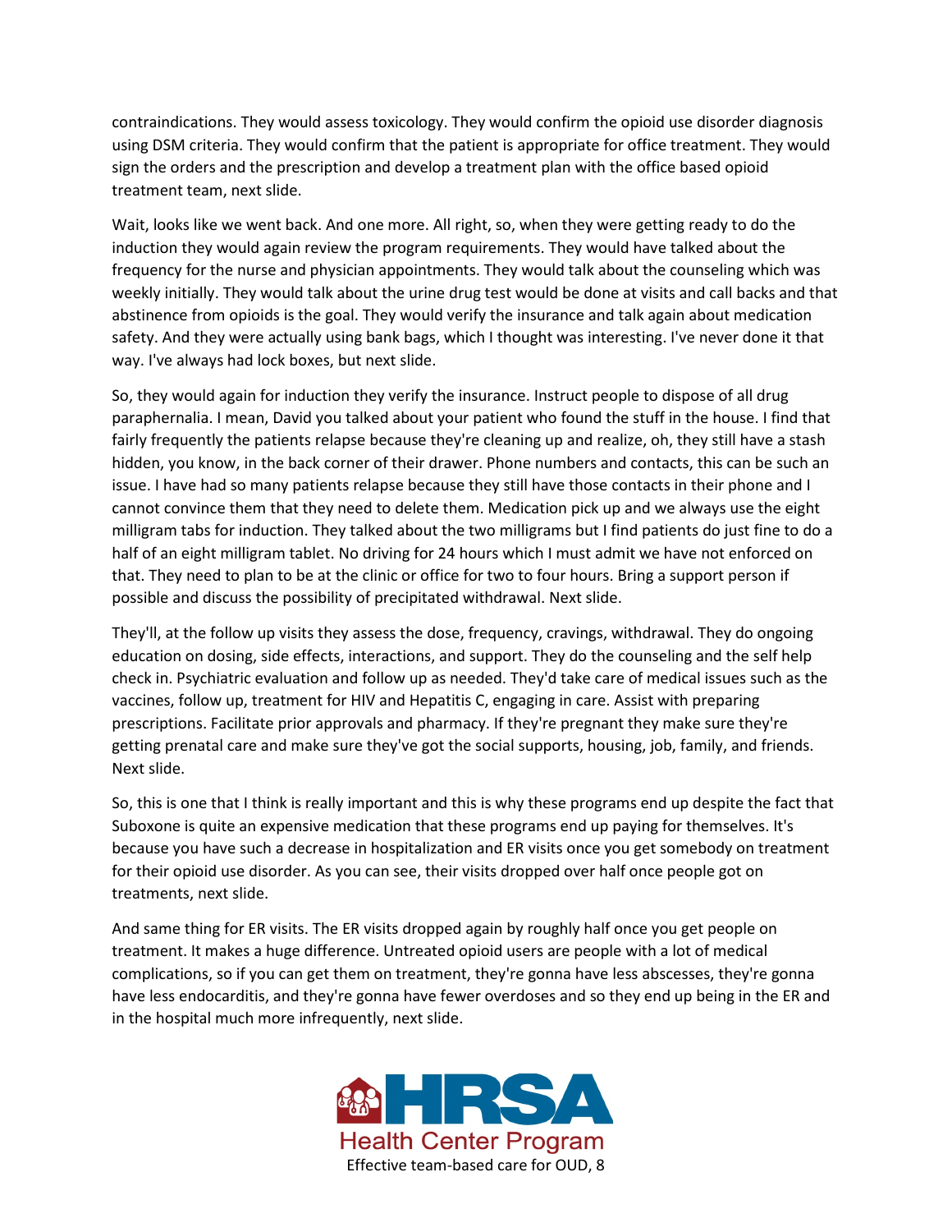contraindications. They would assess toxicology. They would confirm the opioid use disorder diagnosis using DSM criteria. They would confirm that the patient is appropriate for office treatment. They would sign the orders and the prescription and develop a treatment plan with the office based opioid treatment team, next slide.

Wait, looks like we went back. And one more. All right, so, when they were getting ready to do the induction they would again review the program requirements. They would have talked about the frequency for the nurse and physician appointments. They would talk about the counseling which was weekly initially. They would talk about the urine drug test would be done at visits and call backs and that abstinence from opioids is the goal. They would verify the insurance and talk again about medication safety. And they were actually using bank bags, which I thought was interesting. I've never done it that way. I've always had lock boxes, but next slide.

So, they would again for induction they verify the insurance. Instruct people to dispose of all drug paraphernalia. I mean, David you talked about your patient who found the stuff in the house. I find that fairly frequently the patients relapse because they're cleaning up and realize, oh, they still have a stash hidden, you know, in the back corner of their drawer. Phone numbers and contacts, this can be such an issue. I have had so many patients relapse because they still have those contacts in their phone and I cannot convince them that they need to delete them. Medication pick up and we always use the eight milligram tabs for induction. They talked about the two milligrams but I find patients do just fine to do a half of an eight milligram tablet. No driving for 24 hours which I must admit we have not enforced on that. They need to plan to be at the clinic or office for two to four hours. Bring a support person if possible and discuss the possibility of precipitated withdrawal. Next slide.

They'll, at the follow up visits they assess the dose, frequency, cravings, withdrawal. They do ongoing education on dosing, side effects, interactions, and support. They do the counseling and the self help check in. Psychiatric evaluation and follow up as needed. They'd take care of medical issues such as the vaccines, follow up, treatment for HIV and Hepatitis C, engaging in care. Assist with preparing prescriptions. Facilitate prior approvals and pharmacy. If they're pregnant they make sure they're getting prenatal care and make sure they've got the social supports, housing, job, family, and friends. Next slide.

So, this is one that I think is really important and this is why these programs end up despite the fact that Suboxone is quite an expensive medication that these programs end up paying for themselves. It's because you have such a decrease in hospitalization and ER visits once you get somebody on treatment for their opioid use disorder. As you can see, their visits dropped over half once people got on treatments, next slide.

And same thing for ER visits. The ER visits dropped again by roughly half once you get people on treatment. It makes a huge difference. Untreated opioid users are people with a lot of medical complications, so if you can get them on treatment, they're gonna have less abscesses, they're gonna have less endocarditis, and they're gonna have fewer overdoses and so they end up being in the ER and in the hospital much more infrequently, next slide.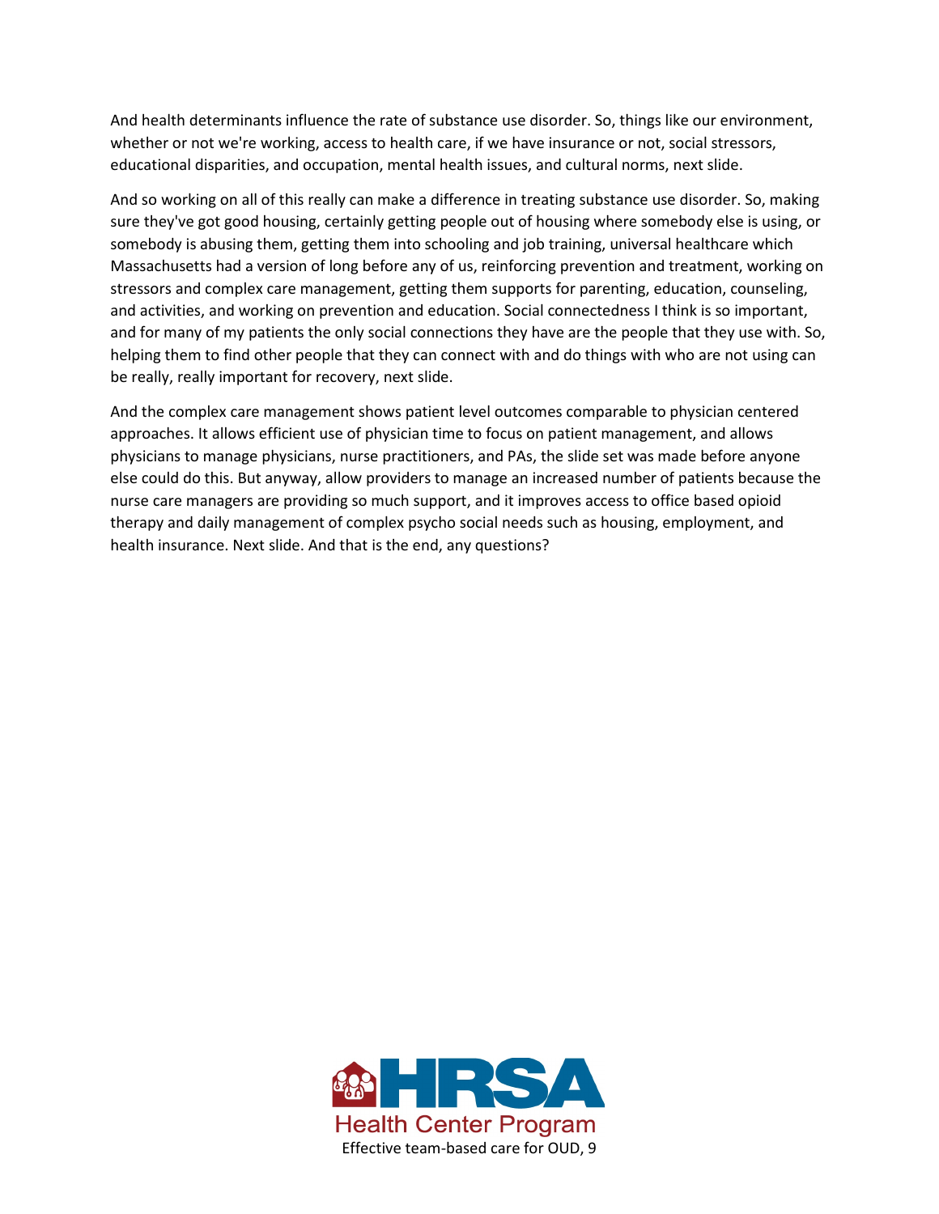And health determinants influence the rate of substance use disorder. So, things like our environment, whether or not we're working, access to health care, if we have insurance or not, social stressors, educational disparities, and occupation, mental health issues, and cultural norms, next slide.

And so working on all of this really can make a difference in treating substance use disorder. So, making sure they've got good housing, certainly getting people out of housing where somebody else is using, or somebody is abusing them, getting them into schooling and job training, universal healthcare which Massachusetts had a version of long before any of us, reinforcing prevention and treatment, working on stressors and complex care management, getting them supports for parenting, education, counseling, and activities, and working on prevention and education. Social connectedness I think is so important, and for many of my patients the only social connections they have are the people that they use with. So, helping them to find other people that they can connect with and do things with who are not using can be really, really important for recovery, next slide.

And the complex care management shows patient level outcomes comparable to physician centered approaches. It allows efficient use of physician time to focus on patient management, and allows physicians to manage physicians, nurse practitioners, and PAs, the slide set was made before anyone else could do this. But anyway, allow providers to manage an increased number of patients because the nurse care managers are providing so much support, and it improves access to office based opioid therapy and daily management of complex psycho social needs such as housing, employment, and health insurance. Next slide. And that is the end, any questions?